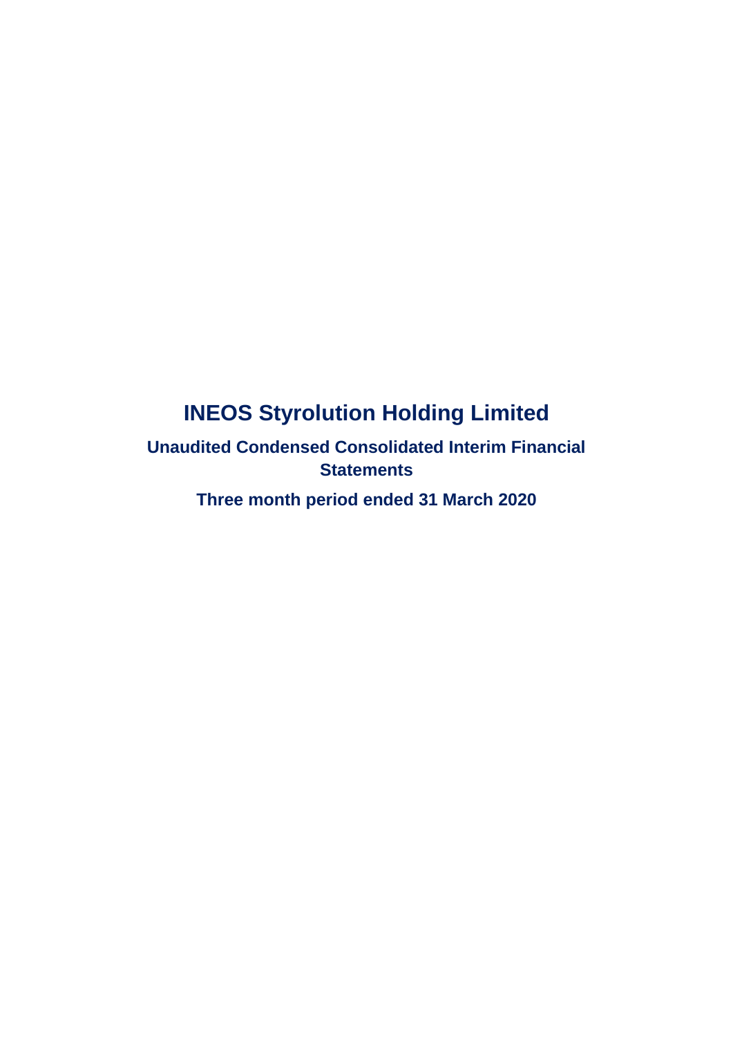# INEOS Styrolution Holding Limited

## Unaudited Condensed Consolidated Interim Financial Statements

## Three month period ended 31 March 2020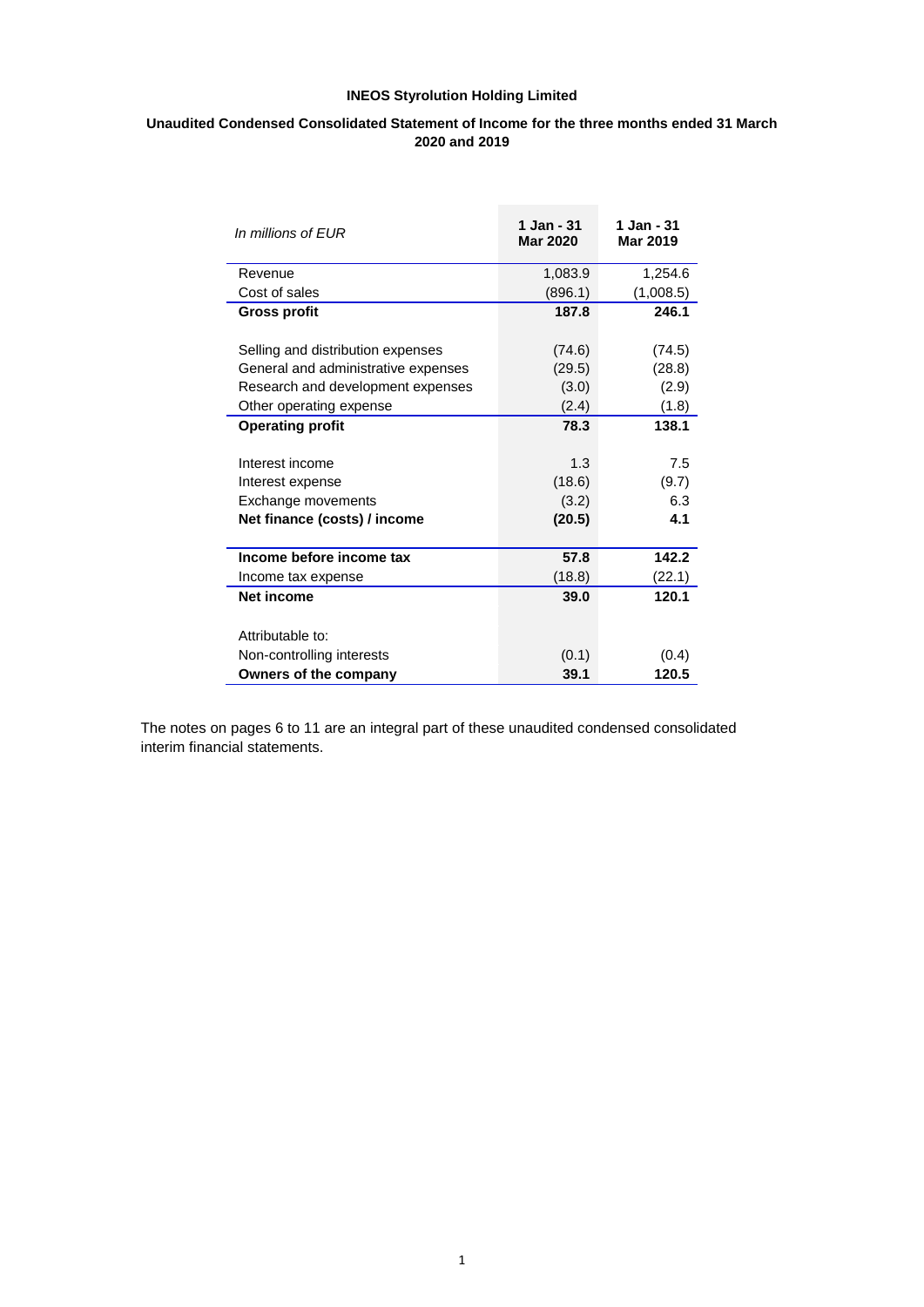**INEOS Styrolution Holding Limited**

**Unaudited Condensed Consolidated Statement of Income for the three months ended 31 March 2020 and 2019**

| *In millions of EUR* | **1 Jan - 31 Mar 2020** | **1 Jan - 31 Mar 2019** |
|---|---|---|
| Revenue | 1,083.9 | 1,254.6 |
| Cost of sales | (896.1) | (1,008.5) |
| **Gross profit** | **187.8** | **246.1** |
| | | |
| Selling and distribution expenses | (74.6) | (74.5) |
| General and administrative expenses | (29.5) | (28.8) |
| Research and development expenses | (3.0) | (2.9) |
| Other operating expense | (2.4) | (1.8) |
| **Operating profit** | **78.3** | **138.1** |
| | | |
| Interest income | 1.3 | 7.5 |
| Interest expense | (18.6) | (9.7) |
| Exchange movements | (3.2) | 6.3 |
| **Net finance (costs) / income** | **(20.5)** | **4.1** |
| | | |
| **Income before income tax** | **57.8** | **142.2** |
| Income tax expense | (18.8) | (22.1) |
| **Net income** | **39.0** | **120.1** |
| | | |
| Attributable to: | | |
| Non-controlling interests | (0.1) | (0.4) |
| **Owners of the company** | **39.1** | **120.5** |

The notes on pages 6 to 11 are an integral part of these unaudited condensed consolidated interim financial statements.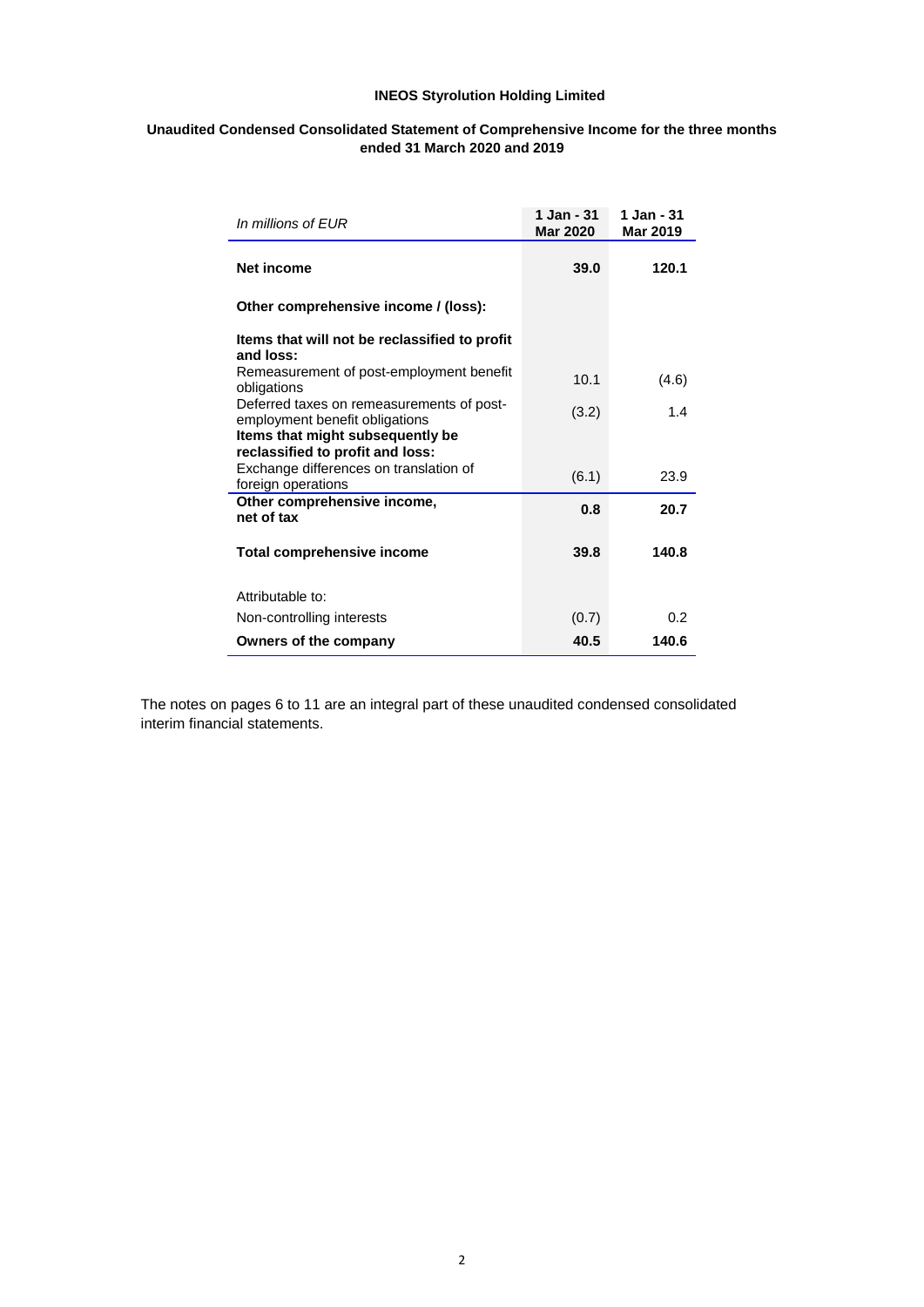# INEOS Styrolution Holding Limited

## Unaudited Condensed Consolidated Statement of Comprehensive Income for the three months ended 31 March 2020 and 2019

| *In millions of EUR* | 1 Jan - 31 Mar 2020 | 1 Jan - 31 Mar 2019 |
|---|---|---|
| **Net income** | **39.0** | **120.1** |
| **Other comprehensive income / (loss):** | | |
| **Items that will not be reclassified to profit and loss:** | | |
| Remeasurement of post-employment benefit obligations | 10.1 | (4.6) |
| Deferred taxes on remeasurements of post-employment benefit obligations | (3.2) | 1.4 |
| **Items that might subsequently be reclassified to profit and loss:** | | |
| Exchange differences on translation of foreign operations | (6.1) | 23.9 |
| **Other comprehensive income, net of tax** | **0.8** | **20.7** |
| **Total comprehensive income** | **39.8** | **140.8** |
| Attributable to: | | |
| Non-controlling interests | (0.7) | 0.2 |
| **Owners of the company** | **40.5** | **140.6** |

The notes on pages 6 to 11 are an integral part of these unaudited condensed consolidated interim financial statements.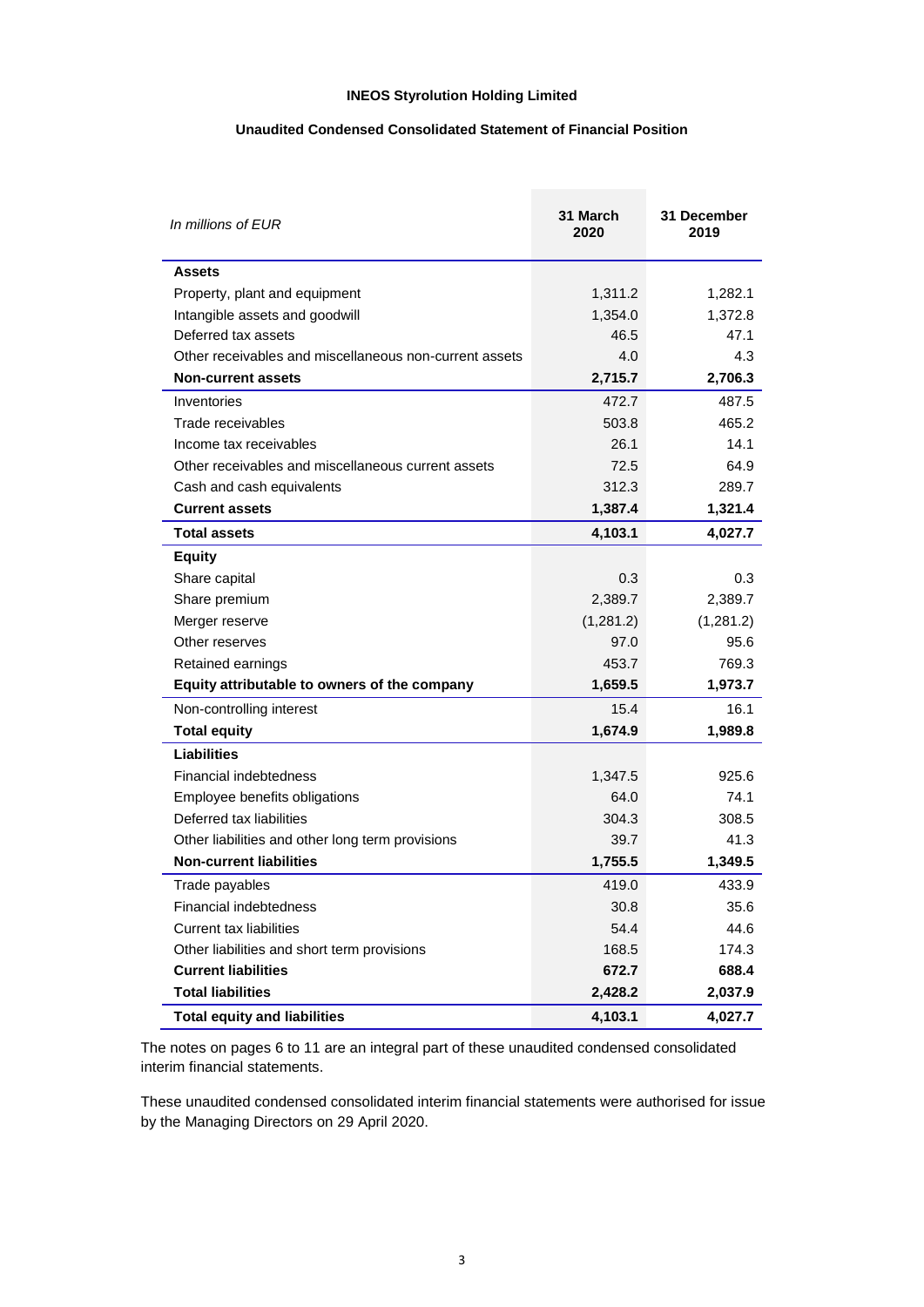**INEOS Styrolution Holding Limited**

**Unaudited Condensed Consolidated Statement of Financial Position**

| *In millions of EUR* | 31 March 2020 | 31 December 2019 |
|---|---|---|
| **Assets** | | |
| Property, plant and equipment | 1,311.2 | 1,282.1 |
| Intangible assets and goodwill | 1,354.0 | 1,372.8 |
| Deferred tax assets | 46.5 | 47.1 |
| Other receivables and miscellaneous non-current assets | 4.0 | 4.3 |
| **Non-current assets** | **2,715.7** | **2,706.3** |
| Inventories | 472.7 | 487.5 |
| Trade receivables | 503.8 | 465.2 |
| Income tax receivables | 26.1 | 14.1 |
| Other receivables and miscellaneous current assets | 72.5 | 64.9 |
| Cash and cash equivalents | 312.3 | 289.7 |
| **Current assets** | **1,387.4** | **1,321.4** |
| **Total assets** | **4,103.1** | **4,027.7** |
| **Equity** | | |
| Share capital | 0.3 | 0.3 |
| Share premium | 2,389.7 | 2,389.7 |
| Merger reserve | (1,281.2) | (1,281.2) |
| Other reserves | 97.0 | 95.6 |
| Retained earnings | 453.7 | 769.3 |
| **Equity attributable to owners of the company** | **1,659.5** | **1,973.7** |
| Non-controlling interest | 15.4 | 16.1 |
| **Total equity** | **1,674.9** | **1,989.8** |
| **Liabilities** | | |
| Financial indebtedness | 1,347.5 | 925.6 |
| Employee benefits obligations | 64.0 | 74.1 |
| Deferred tax liabilities | 304.3 | 308.5 |
| Other liabilities and other long term provisions | 39.7 | 41.3 |
| **Non-current liabilities** | **1,755.5** | **1,349.5** |
| Trade payables | 419.0 | 433.9 |
| Financial indebtedness | 30.8 | 35.6 |
| Current tax liabilities | 54.4 | 44.6 |
| Other liabilities and short term provisions | 168.5 | 174.3 |
| **Current liabilities** | **672.7** | **688.4** |
| **Total liabilities** | **2,428.2** | **2,037.9** |
| **Total equity and liabilities** | **4,103.1** | **4,027.7** |

The notes on pages 6 to 11 are an integral part of these unaudited condensed consolidated interim financial statements.

These unaudited condensed consolidated interim financial statements were authorised for issue by the Managing Directors on 29 April 2020.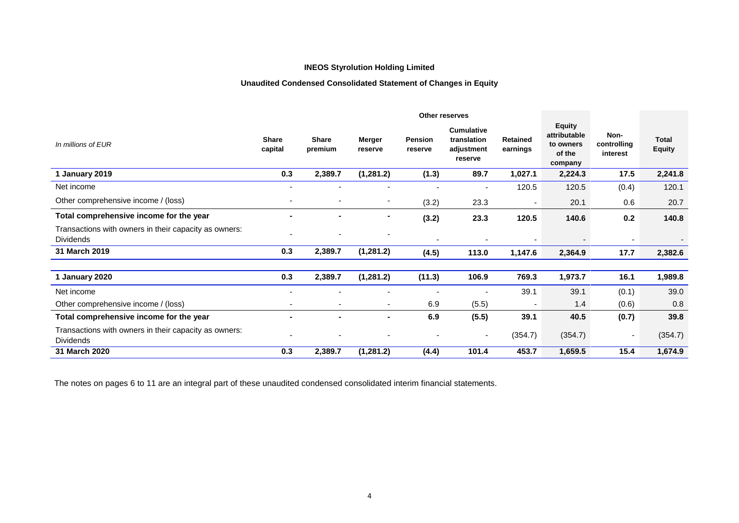**INEOS Styrolution Holding Limited**

**Unaudited Condensed Consolidated Statement of Changes in Equity**

| *In millions of EUR* | Share capital | Share premium | Other reserves | | | Retained earnings | Equity attributable to owners of the company | Non-controlling interest | Total Equity |
|---|---|---|---|---|---|---|---|---|---|
| | | | Merger reserve | Pension reserve | Cumulative translation adjustment reserve | | | | |
| **1 January 2019** | **0.3** | **2,389.7** | **(1,281.2)** | **(1.3)** | **89.7** | **1,027.1** | **2,224.3** | **17.5** | **2,241.8** |
| Net income | - | - | - | - | - | 120.5 | 120.5 | (0.4) | 120.1 |
| Other comprehensive income / (loss) | - | - | - | (3.2) | 23.3 | - | 20.1 | 0.6 | 20.7 |
| **Total comprehensive income for the year** | **-** | **-** | **-** | **(3.2)** | **23.3** | **120.5** | **140.6** | **0.2** | **140.8** |
| Transactions with owners in their capacity as owners: Dividends | - | - | - | - | - | - | - | - | - |
| **31 March 2019** | **0.3** | **2,389.7** | **(1,281.2)** | **(4.5)** | **113.0** | **1,147.6** | **2,364.9** | **17.7** | **2,382.6** |
| | | | | | | | | | |
| **1 January 2020** | **0.3** | **2,389.7** | **(1,281.2)** | **(11.3)** | **106.9** | **769.3** | **1,973.7** | **16.1** | **1,989.8** |
| Net income | - | - | - | - | - | 39.1 | 39.1 | (0.1) | 39.0 |
| Other comprehensive income / (loss) | - | - | - | 6.9 | (5.5) | - | 1.4 | (0.6) | 0.8 |
| **Total comprehensive income for the year** | **-** | **-** | **-** | **6.9** | **(5.5)** | **39.1** | **40.5** | **(0.7)** | **39.8** |
| Transactions with owners in their capacity as owners: Dividends | - | - | - | - | - | (354.7) | (354.7) | - | (354.7) |
| **31 March 2020** | **0.3** | **2,389.7** | **(1,281.2)** | **(4.4)** | **101.4** | **453.7** | **1,659.5** | **15.4** | **1,674.9** |

The notes on pages 6 to 11 are an integral part of these unaudited condensed consolidated interim financial statements.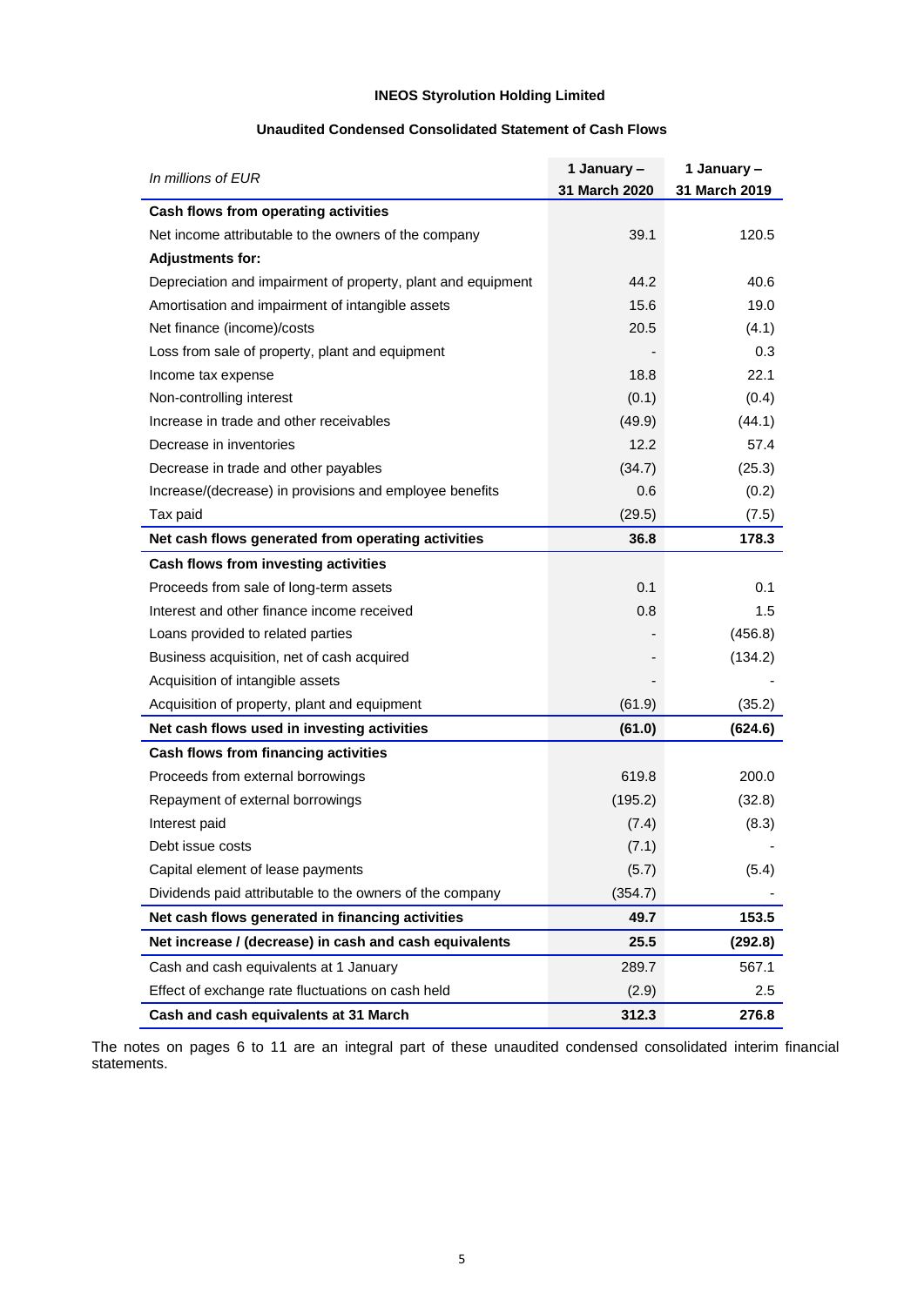# INEOS Styrolution Holding Limited

## Unaudited Condensed Consolidated Statement of Cash Flows

| *In millions of EUR* | 1 January – 31 March 2020 | 1 January – 31 March 2019 |
|---|---|---|
| **Cash flows from operating activities** | | |
| Net income attributable to the owners of the company | 39.1 | 120.5 |
| **Adjustments for:** | | |
| Depreciation and impairment of property, plant and equipment | 44.2 | 40.6 |
| Amortisation and impairment of intangible assets | 15.6 | 19.0 |
| Net finance (income)/costs | 20.5 | (4.1) |
| Loss from sale of property, plant and equipment | - | 0.3 |
| Income tax expense | 18.8 | 22.1 |
| Non-controlling interest | (0.1) | (0.4) |
| Increase in trade and other receivables | (49.9) | (44.1) |
| Decrease in inventories | 12.2 | 57.4 |
| Decrease in trade and other payables | (34.7) | (25.3) |
| Increase/(decrease) in provisions and employee benefits | 0.6 | (0.2) |
| Tax paid | (29.5) | (7.5) |
| **Net cash flows generated from operating activities** | **36.8** | **178.3** |
| **Cash flows from investing activities** | | |
| Proceeds from sale of long-term assets | 0.1 | 0.1 |
| Interest and other finance income received | 0.8 | 1.5 |
| Loans provided to related parties | - | (456.8) |
| Business acquisition, net of cash acquired | - | (134.2) |
| Acquisition of intangible assets | - | - |
| Acquisition of property, plant and equipment | (61.9) | (35.2) |
| **Net cash flows used in investing activities** | **(61.0)** | **(624.6)** |
| **Cash flows from financing activities** | | |
| Proceeds from external borrowings | 619.8 | 200.0 |
| Repayment of external borrowings | (195.2) | (32.8) |
| Interest paid | (7.4) | (8.3) |
| Debt issue costs | (7.1) | - |
| Capital element of lease payments | (5.7) | (5.4) |
| Dividends paid attributable to the owners of the company | (354.7) | - |
| **Net cash flows generated in financing activities** | **49.7** | **153.5** |
| **Net increase / (decrease) in cash and cash equivalents** | **25.5** | **(292.8)** |
| Cash and cash equivalents at 1 January | 289.7 | 567.1 |
| Effect of exchange rate fluctuations on cash held | (2.9) | 2.5 |
| **Cash and cash equivalents at 31 March** | **312.3** | **276.8** |

The notes on pages 6 to 11 are an integral part of these unaudited condensed consolidated interim financial statements.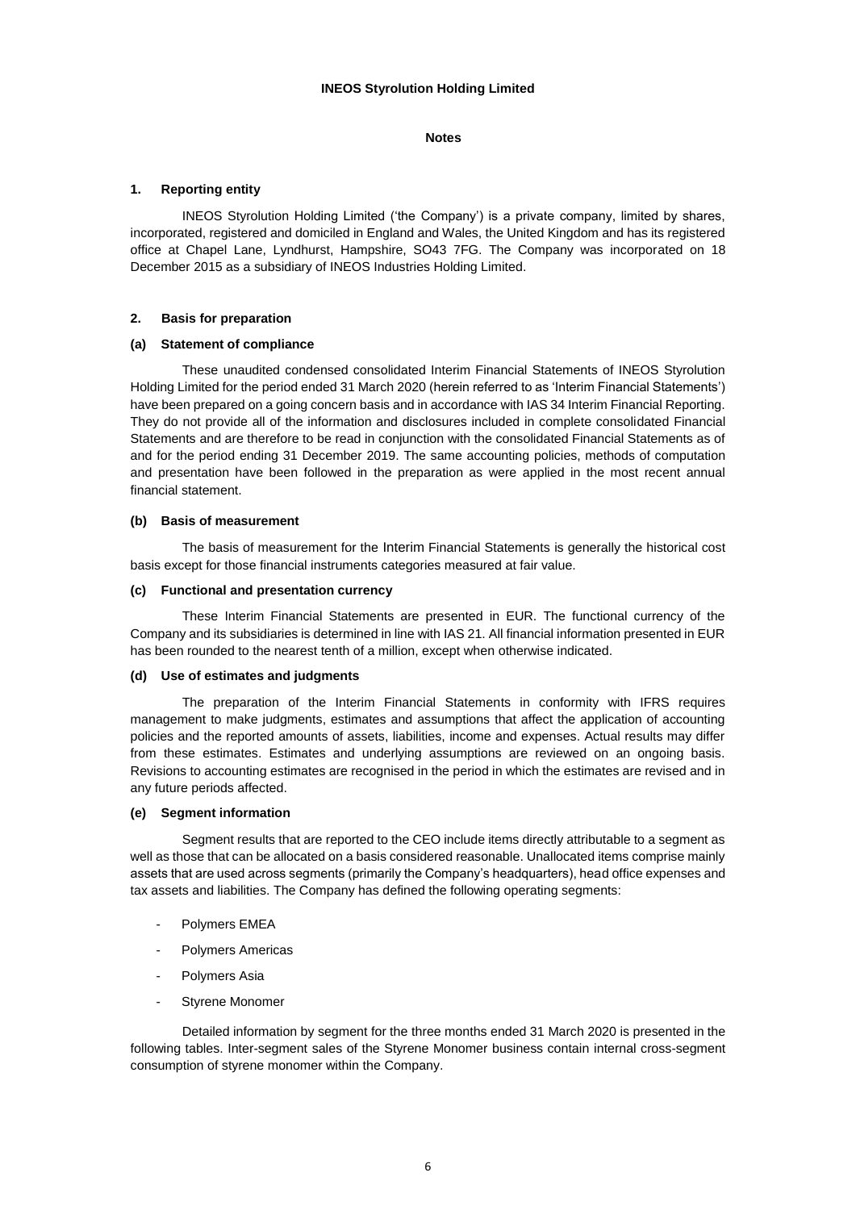**INEOS Styrolution Holding Limited**

**Notes**

## 1. Reporting entity

INEOS Styrolution Holding Limited ('the Company') is a private company, limited by shares, incorporated, registered and domiciled in England and Wales, the United Kingdom and has its registered office at Chapel Lane, Lyndhurst, Hampshire, SO43 7FG. The Company was incorporated on 18 December 2015 as a subsidiary of INEOS Industries Holding Limited.

## 2. Basis for preparation

### (a) Statement of compliance

These unaudited condensed consolidated Interim Financial Statements of INEOS Styrolution Holding Limited for the period ended 31 March 2020 (herein referred to as 'Interim Financial Statements') have been prepared on a going concern basis and in accordance with IAS 34 Interim Financial Reporting. They do not provide all of the information and disclosures included in complete consolidated Financial Statements and are therefore to be read in conjunction with the consolidated Financial Statements as of and for the period ending 31 December 2019. The same accounting policies, methods of computation and presentation have been followed in the preparation as were applied in the most recent annual financial statement.

### (b) Basis of measurement

The basis of measurement for the Interim Financial Statements is generally the historical cost basis except for those financial instruments categories measured at fair value.

### (c) Functional and presentation currency

These Interim Financial Statements are presented in EUR. The functional currency of the Company and its subsidiaries is determined in line with IAS 21. All financial information presented in EUR has been rounded to the nearest tenth of a million, except when otherwise indicated.

### (d) Use of estimates and judgments

The preparation of the Interim Financial Statements in conformity with IFRS requires management to make judgments, estimates and assumptions that affect the application of accounting policies and the reported amounts of assets, liabilities, income and expenses. Actual results may differ from these estimates. Estimates and underlying assumptions are reviewed on an ongoing basis. Revisions to accounting estimates are recognised in the period in which the estimates are revised and in any future periods affected.

### (e) Segment information

Segment results that are reported to the CEO include items directly attributable to a segment as well as those that can be allocated on a basis considered reasonable. Unallocated items comprise mainly assets that are used across segments (primarily the Company's headquarters), head office expenses and tax assets and liabilities. The Company has defined the following operating segments:

- Polymers EMEA
- Polymers Americas
- Polymers Asia
- Styrene Monomer

Detailed information by segment for the three months ended 31 March 2020 is presented in the following tables. Inter-segment sales of the Styrene Monomer business contain internal cross-segment consumption of styrene monomer within the Company.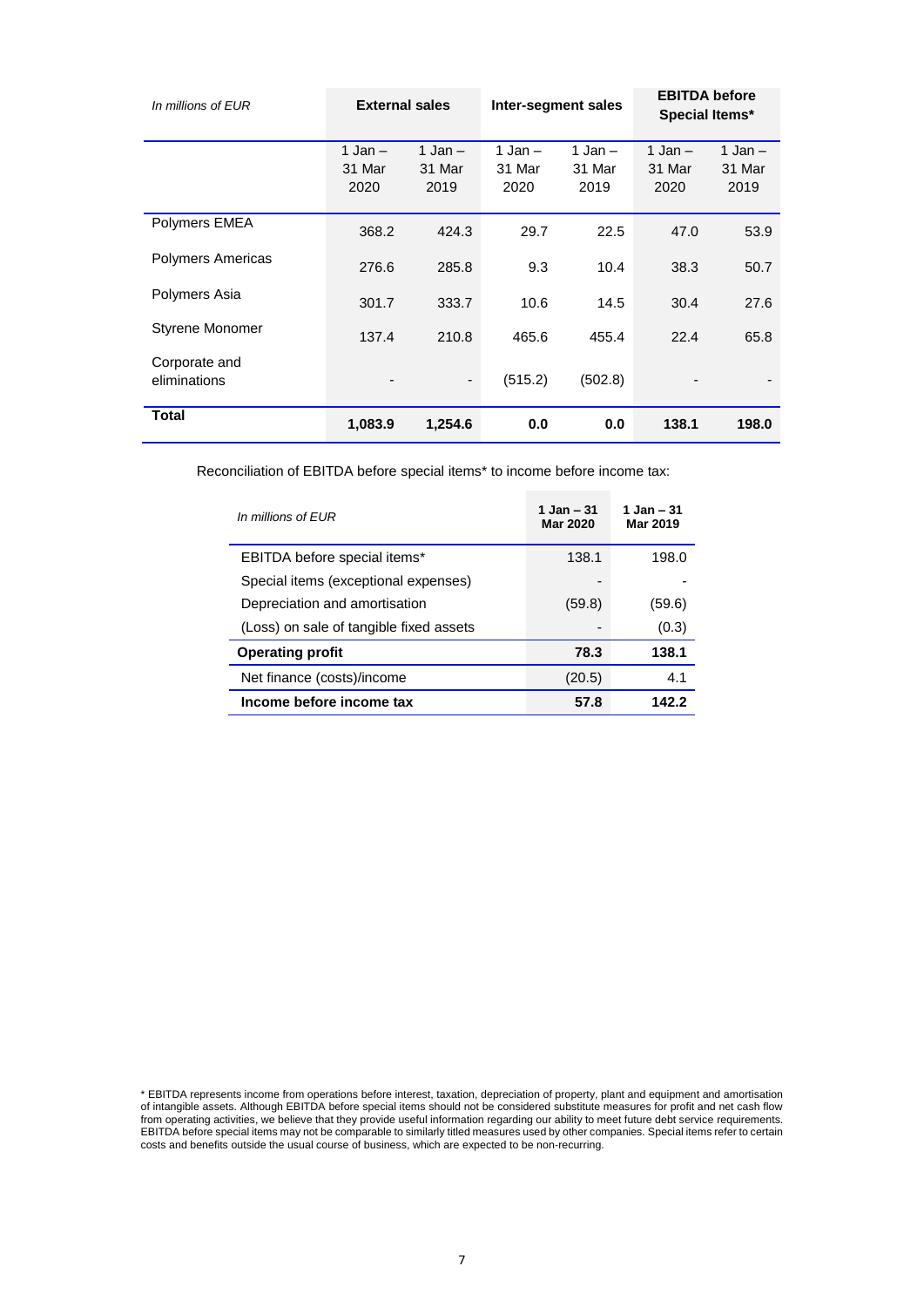| *In millions of EUR* | External sales | | Inter-segment sales | | EBITDA before Special Items* | |
|---|---|---|---|---|---|---|
| | 1 Jan – 31 Mar 2020 | 1 Jan – 31 Mar 2019 | 1 Jan – 31 Mar 2020 | 1 Jan – 31 Mar 2019 | 1 Jan – 31 Mar 2020 | 1 Jan – 31 Mar 2019 |
| Polymers EMEA | 368.2 | 424.3 | 29.7 | 22.5 | 47.0 | 53.9 |
| Polymers Americas | 276.6 | 285.8 | 9.3 | 10.4 | 38.3 | 50.7 |
| Polymers Asia | 301.7 | 333.7 | 10.6 | 14.5 | 30.4 | 27.6 |
| Styrene Monomer | 137.4 | 210.8 | 465.6 | 455.4 | 22.4 | 65.8 |
| Corporate and eliminations | - | - | (515.2) | (502.8) | - | - |
| **Total** | **1,083.9** | **1,254.6** | **0.0** | **0.0** | **138.1** | **198.0** |

Reconciliation of EBITDA before special items* to income before income tax:

| *In millions of EUR* | 1 Jan – 31 Mar 2020 | 1 Jan – 31 Mar 2019 |
|---|---|---|
| EBITDA before special items* | 138.1 | 198.0 |
| Special items (exceptional expenses) | - | - |
| Depreciation and amortisation | (59.8) | (59.6) |
| (Loss) on sale of tangible fixed assets | - | (0.3) |
| **Operating profit** | **78.3** | **138.1** |
| Net finance (costs)/income | (20.5) | 4.1 |
| **Income before income tax** | **57.8** | **142.2** |

* EBITDA represents income from operations before interest, taxation, depreciation of property, plant and equipment and amortisation of intangible assets. Although EBITDA before special items should not be considered substitute measures for profit and net cash flow from operating activities, we believe that they provide useful information regarding our ability to meet future debt service requirements. EBITDA before special items may not be comparable to similarly titled measures used by other companies. Special items refer to certain costs and benefits outside the usual course of business, which are expected to be non-recurring.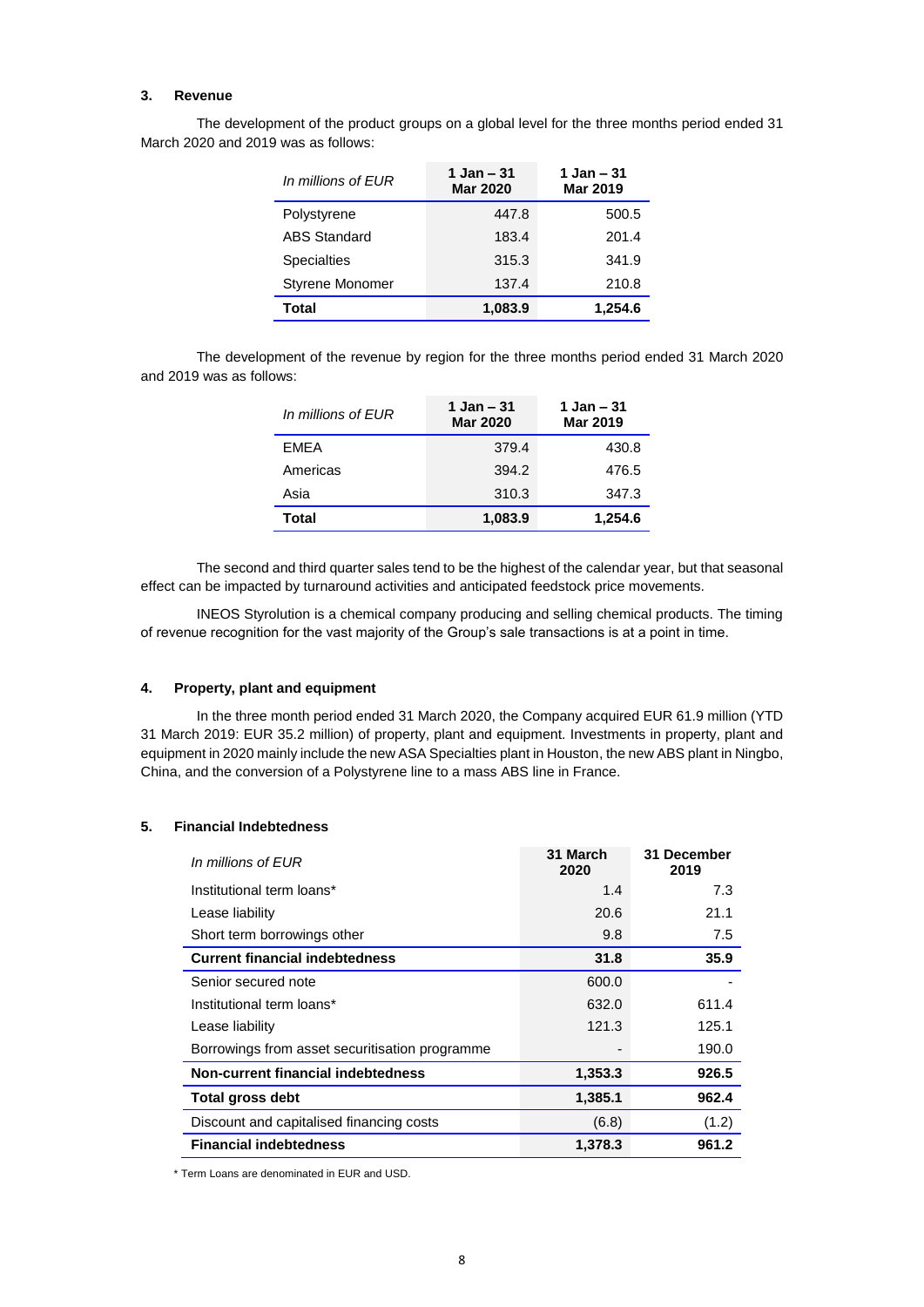### 3. Revenue

The development of the product groups on a global level for the three months period ended 31 March 2020 and 2019 was as follows:

| *In millions of EUR* | 1 Jan – 31 Mar 2020 | 1 Jan – 31 Mar 2019 |
|---|---|---|
| Polystyrene | 447.8 | 500.5 |
| ABS Standard | 183.4 | 201.4 |
| Specialties | 315.3 | 341.9 |
| Styrene Monomer | 137.4 | 210.8 |
| **Total** | **1,083.9** | **1,254.6** |

The development of the revenue by region for the three months period ended 31 March 2020 and 2019 was as follows:

| *In millions of EUR* | 1 Jan – 31 Mar 2020 | 1 Jan – 31 Mar 2019 |
|---|---|---|
| EMEA | 379.4 | 430.8 |
| Americas | 394.2 | 476.5 |
| Asia | 310.3 | 347.3 |
| **Total** | **1,083.9** | **1,254.6** |

The second and third quarter sales tend to be the highest of the calendar year, but that seasonal effect can be impacted by turnaround activities and anticipated feedstock price movements.

INEOS Styrolution is a chemical company producing and selling chemical products. The timing of revenue recognition for the vast majority of the Group's sale transactions is at a point in time.

### 4. Property, plant and equipment

In the three month period ended 31 March 2020, the Company acquired EUR 61.9 million (YTD 31 March 2019: EUR 35.2 million) of property, plant and equipment. Investments in property, plant and equipment in 2020 mainly include the new ASA Specialties plant in Houston, the new ABS plant in Ningbo, China, and the conversion of a Polystyrene line to a mass ABS line in France.

### 5. Financial Indebtedness

| *In millions of EUR* | 31 March 2020 | 31 December 2019 |
|---|---|---|
| Institutional term loans* | 1.4 | 7.3 |
| Lease liability | 20.6 | 21.1 |
| Short term borrowings other | 9.8 | 7.5 |
| **Current financial indebtedness** | **31.8** | **35.9** |
| Senior secured note | 600.0 | - |
| Institutional term loans* | 632.0 | 611.4 |
| Lease liability | 121.3 | 125.1 |
| Borrowings from asset securitisation programme | - | 190.0 |
| **Non-current financial indebtedness** | **1,353.3** | **926.5** |
| **Total gross debt** | **1,385.1** | **962.4** |
| Discount and capitalised financing costs | (6.8) | (1.2) |
| **Financial indebtedness** | **1,378.3** | **961.2** |

\* Term Loans are denominated in EUR and USD.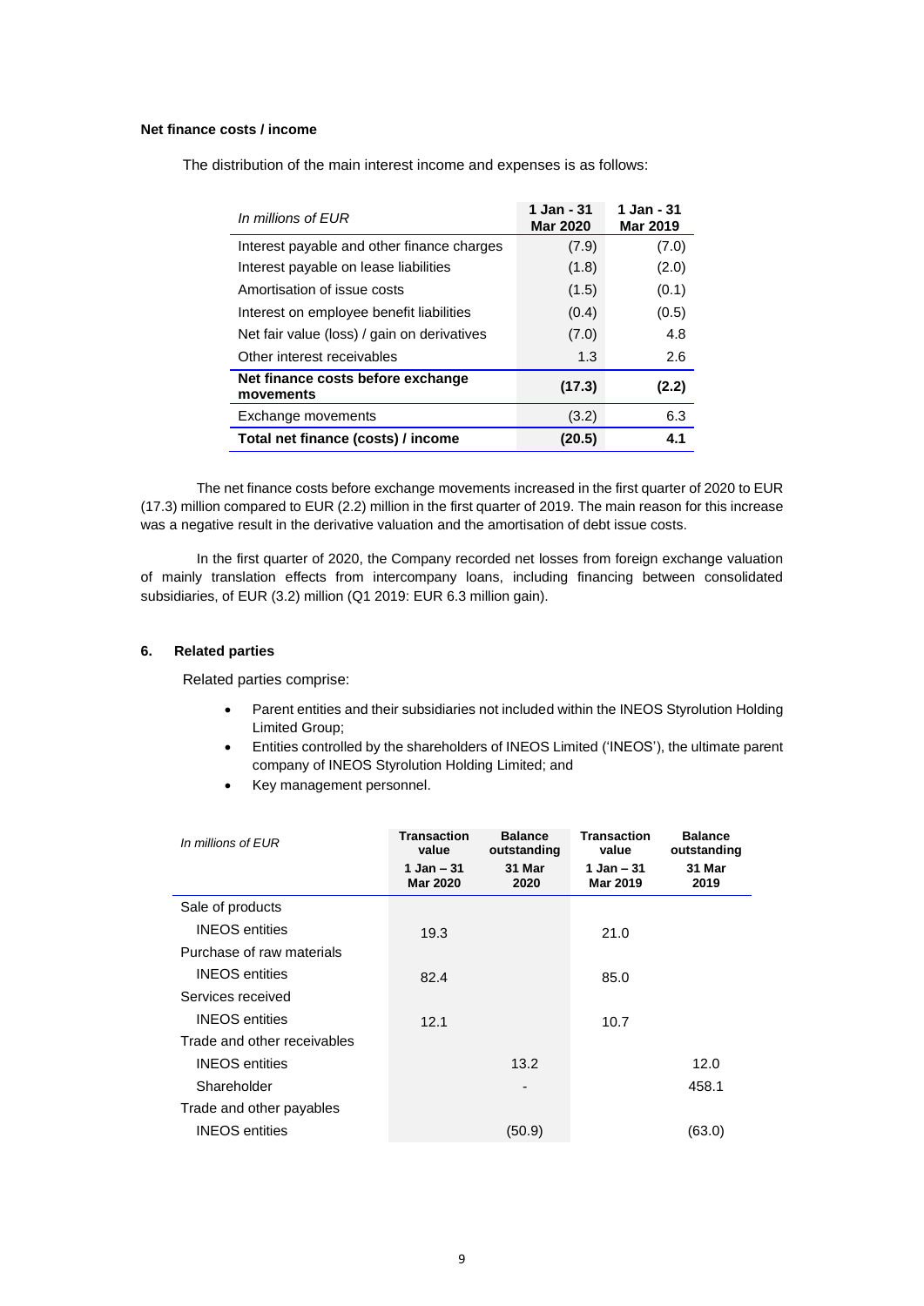**Net finance costs / income**

The distribution of the main interest income and expenses is as follows:

| *In millions of EUR* | 1 Jan - 31 Mar 2020 | 1 Jan - 31 Mar 2019 |
|---|---|---|
| Interest payable and other finance charges | (7.9) | (7.0) |
| Interest payable on lease liabilities | (1.8) | (2.0) |
| Amortisation of issue costs | (1.5) | (0.1) |
| Interest on employee benefit liabilities | (0.4) | (0.5) |
| Net fair value (loss) / gain on derivatives | (7.0) | 4.8 |
| Other interest receivables | 1.3 | 2.6 |
| **Net finance costs before exchange movements** | **(17.3)** | **(2.2)** |
| Exchange movements | (3.2) | 6.3 |
| **Total net finance (costs) / income** | **(20.5)** | **4.1** |

The net finance costs before exchange movements increased in the first quarter of 2020 to EUR (17.3) million compared to EUR (2.2) million in the first quarter of 2019. The main reason for this increase was a negative result in the derivative valuation and the amortisation of debt issue costs.

In the first quarter of 2020, the Company recorded net losses from foreign exchange valuation of mainly translation effects from intercompany loans, including financing between consolidated subsidiaries, of EUR (3.2) million (Q1 2019: EUR 6.3 million gain).

## 6. Related parties

Related parties comprise:

- Parent entities and their subsidiaries not included within the INEOS Styrolution Holding Limited Group;
- Entities controlled by the shareholders of INEOS Limited ('INEOS'), the ultimate parent company of INEOS Styrolution Holding Limited; and
- Key management personnel.

| *In millions of EUR* | Transaction value | Balance outstanding | Transaction value | Balance outstanding |
|---|---|---|---|---|
| | 1 Jan – 31 Mar 2020 | 31 Mar 2020 | 1 Jan – 31 Mar 2019 | 31 Mar 2019 |
| Sale of products | | | | |
| INEOS entities | 19.3 | | 21.0 | |
| Purchase of raw materials | | | | |
| INEOS entities | 82.4 | | 85.0 | |
| Services received | | | | |
| INEOS entities | 12.1 | | 10.7 | |
| Trade and other receivables | | | | |
| INEOS entities | | 13.2 | | 12.0 |
| Shareholder | | - | | 458.1 |
| Trade and other payables | | | | |
| INEOS entities | | (50.9) | | (63.0) |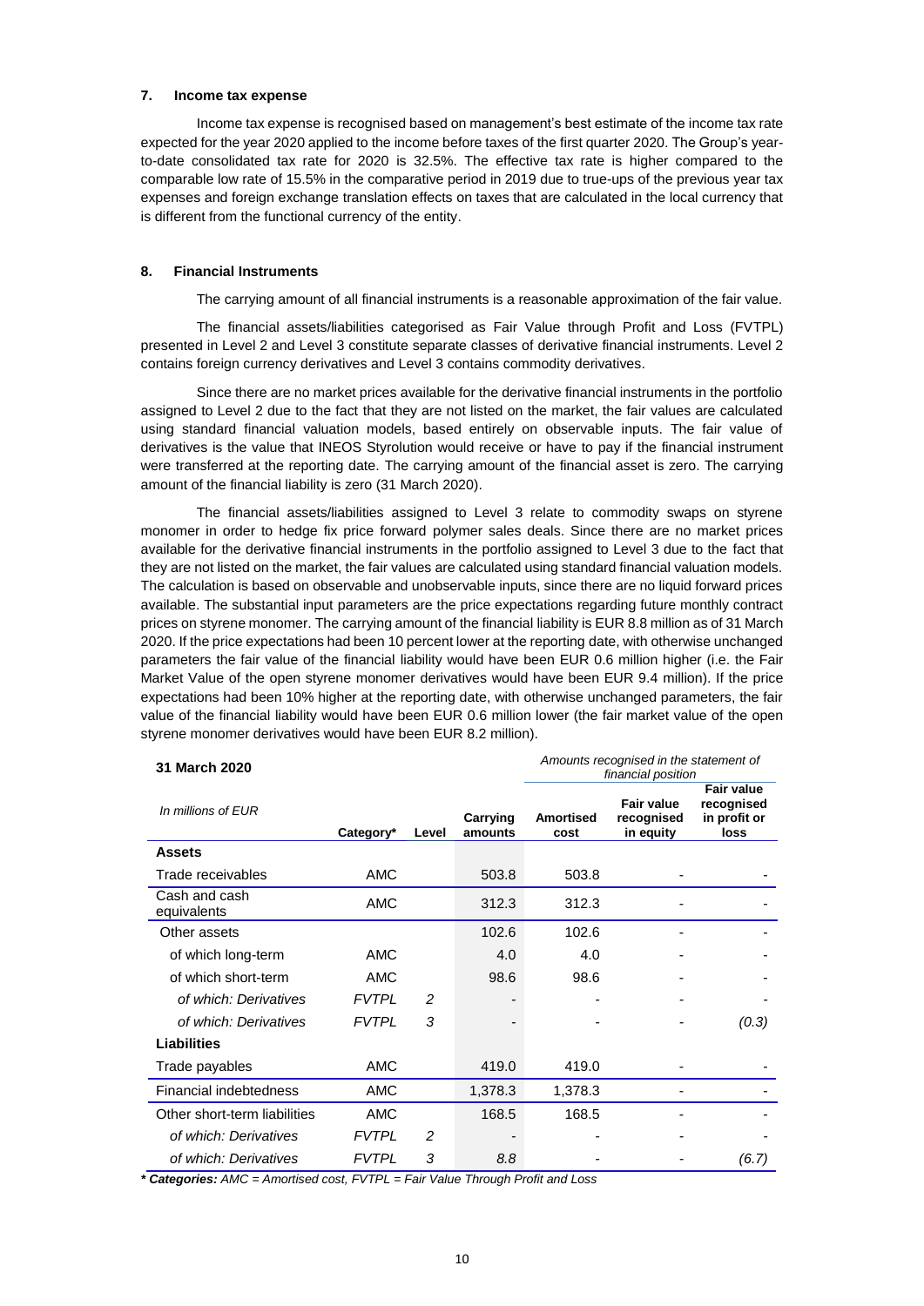## 7. Income tax expense

Income tax expense is recognised based on management's best estimate of the income tax rate expected for the year 2020 applied to the income before taxes of the first quarter 2020. The Group's year-to-date consolidated tax rate for 2020 is 32.5%. The effective tax rate is higher compared to the comparable low rate of 15.5% in the comparative period in 2019 due to true-ups of the previous year tax expenses and foreign exchange translation effects on taxes that are calculated in the local currency that is different from the functional currency of the entity.

## 8. Financial Instruments

The carrying amount of all financial instruments is a reasonable approximation of the fair value.

The financial assets/liabilities categorised as Fair Value through Profit and Loss (FVTPL) presented in Level 2 and Level 3 constitute separate classes of derivative financial instruments. Level 2 contains foreign currency derivatives and Level 3 contains commodity derivatives.

Since there are no market prices available for the derivative financial instruments in the portfolio assigned to Level 2 due to the fact that they are not listed on the market, the fair values are calculated using standard financial valuation models, based entirely on observable inputs. The fair value of derivatives is the value that INEOS Styrolution would receive or have to pay if the financial instrument were transferred at the reporting date. The carrying amount of the financial asset is zero. The carrying amount of the financial liability is zero (31 March 2020).

The financial assets/liabilities assigned to Level 3 relate to commodity swaps on styrene monomer in order to hedge fix price forward polymer sales deals. Since there are no market prices available for the derivative financial instruments in the portfolio assigned to Level 3 due to the fact that they are not listed on the market, the fair values are calculated using standard financial valuation models. The calculation is based on observable and unobservable inputs, since there are no liquid forward prices available. The substantial input parameters are the price expectations regarding future monthly contract prices on styrene monomer. The carrying amount of the financial liability is EUR 8.8 million as of 31 March 2020. If the price expectations had been 10 percent lower at the reporting date, with otherwise unchanged parameters the fair value of the financial liability would have been EUR 0.6 million higher (i.e. the Fair Market Value of the open styrene monomer derivatives would have been EUR 9.4 million). If the price expectations had been 10% higher at the reporting date, with otherwise unchanged parameters, the fair value of the financial liability would have been EUR 0.6 million lower (the fair market value of the open styrene monomer derivatives would have been EUR 8.2 million).

| **31 March 2020** | | | | *Amounts recognised in the statement of financial position* | | |
|---|---|---|---|---|---|---|
| *In millions of EUR* | **Category*** | **Level** | **Carrying amounts** | **Amortised cost** | **Fair value recognised in equity** | **Fair value recognised in profit or loss** |
| **Assets** | | | | | | |
| Trade receivables | AMC | | 503.8 | 503.8 | - | - |
| Cash and cash equivalents | AMC | | 312.3 | 312.3 | - | - |
| Other assets | | | 102.6 | 102.6 | - | - |
| of which long-term | AMC | | 4.0 | 4.0 | - | - |
| of which short-term | AMC | | 98.6 | 98.6 | - | - |
| *of which: Derivatives* | *FVTPL* | *2* | - | - | - | - |
| *of which: Derivatives* | *FVTPL* | *3* | - | - | - | *(0.3)* |
| **Liabilities** | | | | | | |
| Trade payables | AMC | | 419.0 | 419.0 | - | - |
| Financial indebtedness | AMC | | 1,378.3 | 1,378.3 | - | - |
| Other short-term liabilities | AMC | | 168.5 | 168.5 | - | - |
| *of which: Derivatives* | *FVTPL* | *2* | - | - | - | - |
| *of which: Derivatives* | *FVTPL* | *3* | *8.8* | - | - | *(6.7)* |

***Categories:** *AMC = Amortised cost, FVTPL = Fair Value Through Profit and Loss*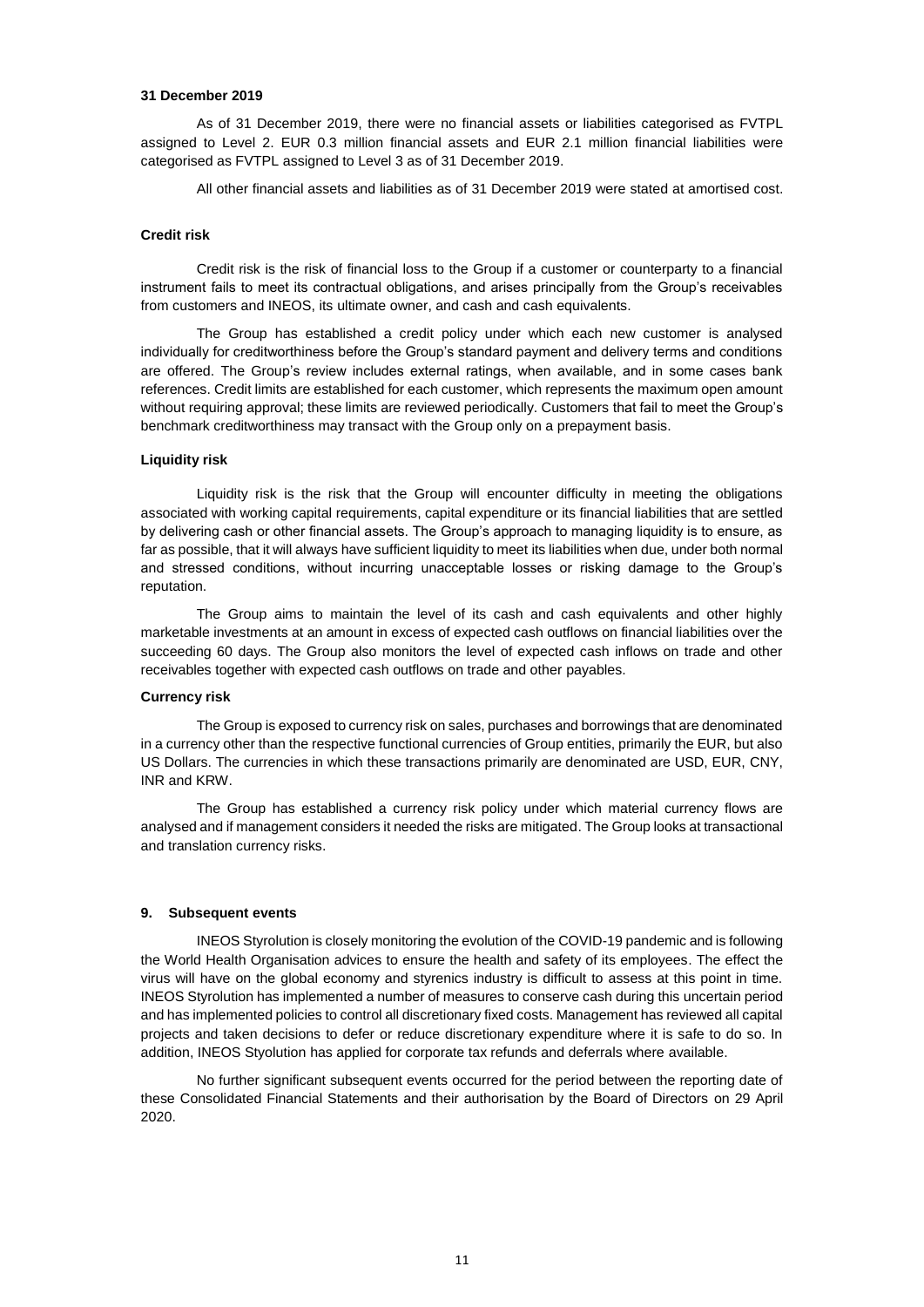**31 December 2019**

As of 31 December 2019, there were no financial assets or liabilities categorised as FVTPL assigned to Level 2. EUR 0.3 million financial assets and EUR 2.1 million financial liabilities were categorised as FVTPL assigned to Level 3 as of 31 December 2019.

All other financial assets and liabilities as of 31 December 2019 were stated at amortised cost.

**Credit risk**

Credit risk is the risk of financial loss to the Group if a customer or counterparty to a financial instrument fails to meet its contractual obligations, and arises principally from the Group's receivables from customers and INEOS, its ultimate owner, and cash and cash equivalents.

The Group has established a credit policy under which each new customer is analysed individually for creditworthiness before the Group's standard payment and delivery terms and conditions are offered. The Group's review includes external ratings, when available, and in some cases bank references. Credit limits are established for each customer, which represents the maximum open amount without requiring approval; these limits are reviewed periodically. Customers that fail to meet the Group's benchmark creditworthiness may transact with the Group only on a prepayment basis.

**Liquidity risk**

Liquidity risk is the risk that the Group will encounter difficulty in meeting the obligations associated with working capital requirements, capital expenditure or its financial liabilities that are settled by delivering cash or other financial assets. The Group's approach to managing liquidity is to ensure, as far as possible, that it will always have sufficient liquidity to meet its liabilities when due, under both normal and stressed conditions, without incurring unacceptable losses or risking damage to the Group's reputation.

The Group aims to maintain the level of its cash and cash equivalents and other highly marketable investments at an amount in excess of expected cash outflows on financial liabilities over the succeeding 60 days. The Group also monitors the level of expected cash inflows on trade and other receivables together with expected cash outflows on trade and other payables.

**Currency risk**

The Group is exposed to currency risk on sales, purchases and borrowings that are denominated in a currency other than the respective functional currencies of Group entities, primarily the EUR, but also US Dollars. The currencies in which these transactions primarily are denominated are USD, EUR, CNY, INR and KRW.

The Group has established a currency risk policy under which material currency flows are analysed and if management considers it needed the risks are mitigated. The Group looks at transactional and translation currency risks.

## 9. Subsequent events

INEOS Styrolution is closely monitoring the evolution of the COVID-19 pandemic and is following the World Health Organisation advices to ensure the health and safety of its employees. The effect the virus will have on the global economy and styrenics industry is difficult to assess at this point in time. INEOS Styrolution has implemented a number of measures to conserve cash during this uncertain period and has implemented policies to control all discretionary fixed costs. Management has reviewed all capital projects and taken decisions to defer or reduce discretionary expenditure where it is safe to do so. In addition, INEOS Styolution has applied for corporate tax refunds and deferrals where available.

No further significant subsequent events occurred for the period between the reporting date of these Consolidated Financial Statements and their authorisation by the Board of Directors on 29 April 2020.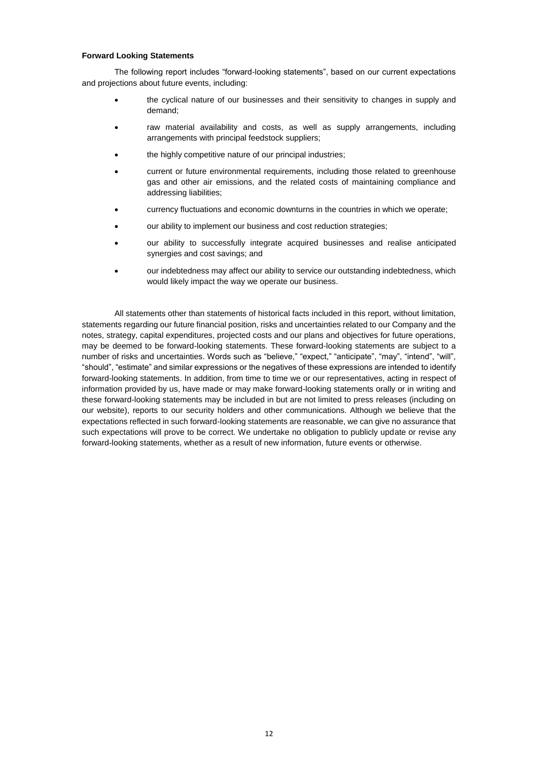**Forward Looking Statements**

The following report includes "forward-looking statements", based on our current expectations and projections about future events, including:

- the cyclical nature of our businesses and their sensitivity to changes in supply and demand;
- raw material availability and costs, as well as supply arrangements, including arrangements with principal feedstock suppliers;
- the highly competitive nature of our principal industries;
- current or future environmental requirements, including those related to greenhouse gas and other air emissions, and the related costs of maintaining compliance and addressing liabilities;
- currency fluctuations and economic downturns in the countries in which we operate;
- our ability to implement our business and cost reduction strategies;
- our ability to successfully integrate acquired businesses and realise anticipated synergies and cost savings; and
- our indebtedness may affect our ability to service our outstanding indebtedness, which would likely impact the way we operate our business.

All statements other than statements of historical facts included in this report, without limitation, statements regarding our future financial position, risks and uncertainties related to our Company and the notes, strategy, capital expenditures, projected costs and our plans and objectives for future operations, may be deemed to be forward-looking statements. These forward-looking statements are subject to a number of risks and uncertainties. Words such as "believe," "expect," "anticipate", "may", "intend", "will", "should", "estimate" and similar expressions or the negatives of these expressions are intended to identify forward-looking statements. In addition, from time to time we or our representatives, acting in respect of information provided by us, have made or may make forward-looking statements orally or in writing and these forward-looking statements may be included in but are not limited to press releases (including on our website), reports to our security holders and other communications. Although we believe that the expectations reflected in such forward-looking statements are reasonable, we can give no assurance that such expectations will prove to be correct. We undertake no obligation to publicly update or revise any forward-looking statements, whether as a result of new information, future events or otherwise.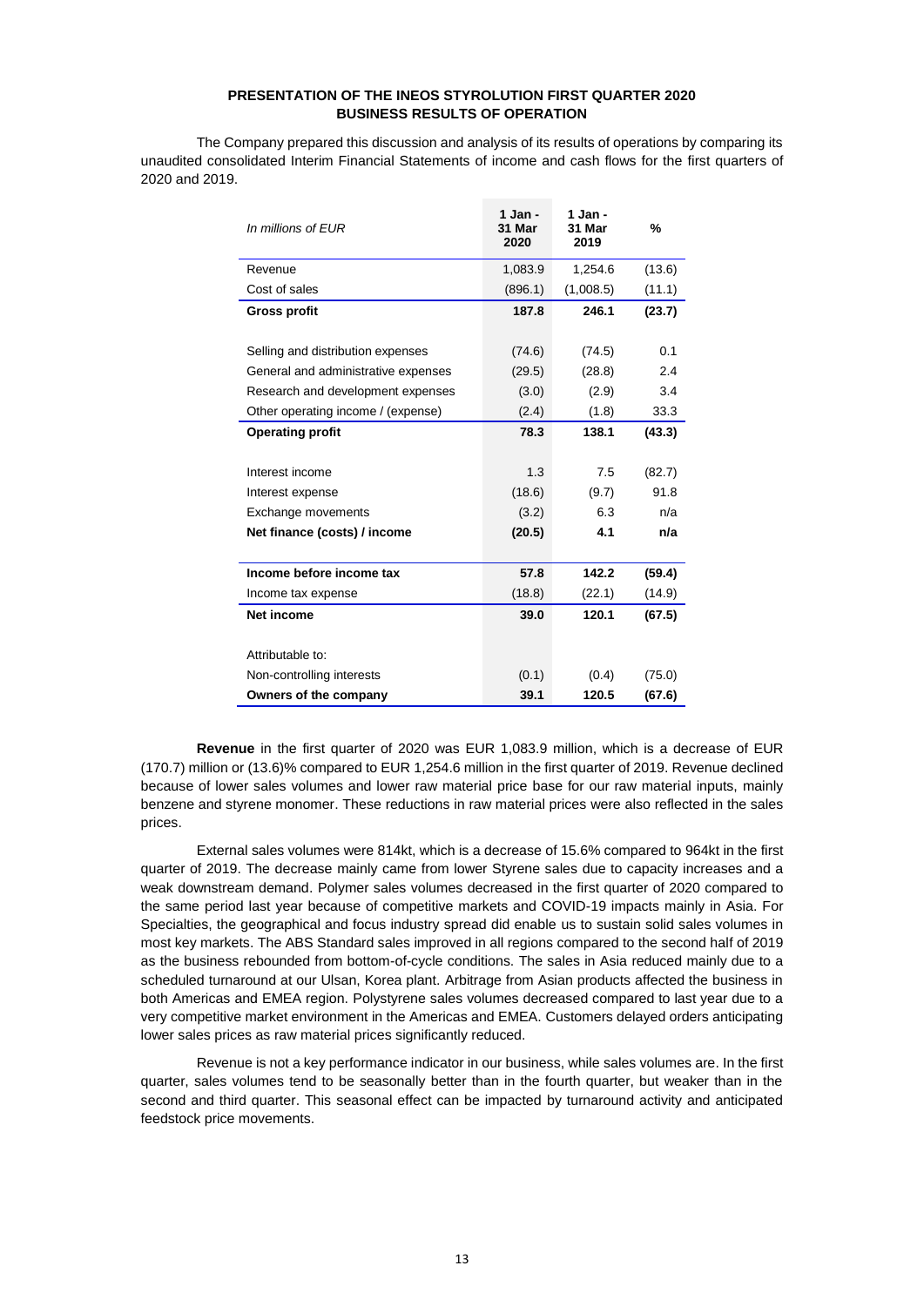**PRESENTATION OF THE INEOS STYROLUTION FIRST QUARTER 2020 BUSINESS RESULTS OF OPERATION**

The Company prepared this discussion and analysis of its results of operations by comparing its unaudited consolidated Interim Financial Statements of income and cash flows for the first quarters of 2020 and 2019.

| *In millions of EUR* | 1 Jan - 31 Mar 2020 | 1 Jan - 31 Mar 2019 | % |
|---|---|---|---|
| Revenue | 1,083.9 | 1,254.6 | (13.6) |
| Cost of sales | (896.1) | (1,008.5) | (11.1) |
| **Gross profit** | **187.8** | **246.1** | **(23.7)** |
| | | | |
| Selling and distribution expenses | (74.6) | (74.5) | 0.1 |
| General and administrative expenses | (29.5) | (28.8) | 2.4 |
| Research and development expenses | (3.0) | (2.9) | 3.4 |
| Other operating income / (expense) | (2.4) | (1.8) | 33.3 |
| **Operating profit** | **78.3** | **138.1** | **(43.3)** |
| | | | |
| Interest income | 1.3 | 7.5 | (82.7) |
| Interest expense | (18.6) | (9.7) | 91.8 |
| Exchange movements | (3.2) | 6.3 | n/a |
| **Net finance (costs) / income** | **(20.5)** | **4.1** | **n/a** |
| | | | |
| **Income before income tax** | **57.8** | **142.2** | **(59.4)** |
| Income tax expense | (18.8) | (22.1) | (14.9) |
| **Net income** | **39.0** | **120.1** | **(67.5)** |
| | | | |
| Attributable to: | | | |
| Non-controlling interests | (0.1) | (0.4) | (75.0) |
| **Owners of the company** | **39.1** | **120.5** | **(67.6)** |

**Revenue** in the first quarter of 2020 was EUR 1,083.9 million, which is a decrease of EUR (170.7) million or (13.6)% compared to EUR 1,254.6 million in the first quarter of 2019. Revenue declined because of lower sales volumes and lower raw material price base for our raw material inputs, mainly benzene and styrene monomer. These reductions in raw material prices were also reflected in the sales prices.

External sales volumes were 814kt, which is a decrease of 15.6% compared to 964kt in the first quarter of 2019. The decrease mainly came from lower Styrene sales due to capacity increases and a weak downstream demand. Polymer sales volumes decreased in the first quarter of 2020 compared to the same period last year because of competitive markets and COVID-19 impacts mainly in Asia. For Specialties, the geographical and focus industry spread did enable us to sustain solid sales volumes in most key markets. The ABS Standard sales improved in all regions compared to the second half of 2019 as the business rebounded from bottom-of-cycle conditions. The sales in Asia reduced mainly due to a scheduled turnaround at our Ulsan, Korea plant. Arbitrage from Asian products affected the business in both Americas and EMEA region. Polystyrene sales volumes decreased compared to last year due to a very competitive market environment in the Americas and EMEA. Customers delayed orders anticipating lower sales prices as raw material prices significantly reduced.

Revenue is not a key performance indicator in our business, while sales volumes are. In the first quarter, sales volumes tend to be seasonally better than in the fourth quarter, but weaker than in the second and third quarter. This seasonal effect can be impacted by turnaround activity and anticipated feedstock price movements.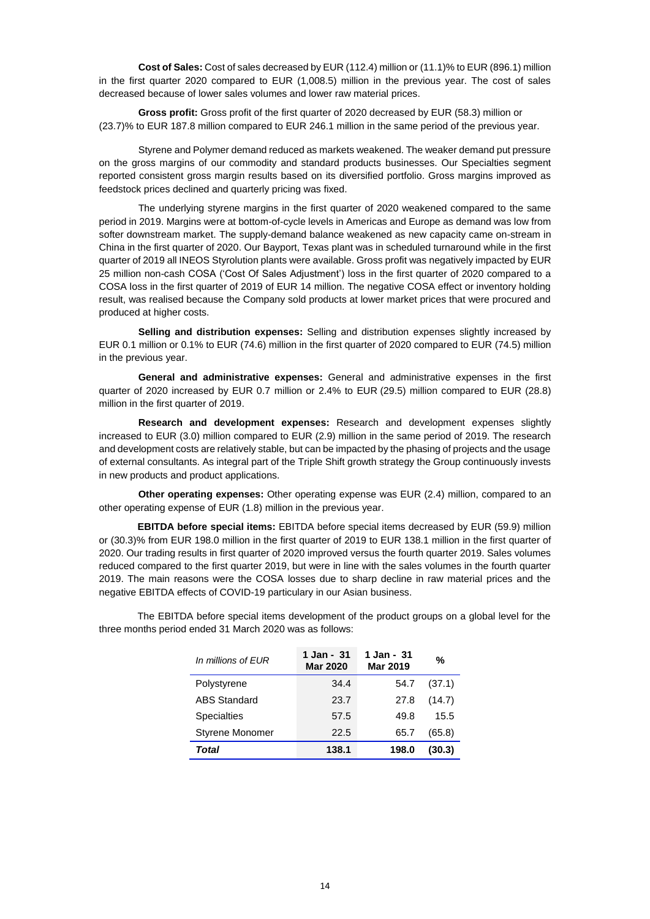**Cost of Sales:** Cost of sales decreased by EUR (112.4) million or (11.1)% to EUR (896.1) million in the first quarter 2020 compared to EUR (1,008.5) million in the previous year. The cost of sales decreased because of lower sales volumes and lower raw material prices.

**Gross profit:** Gross profit of the first quarter of 2020 decreased by EUR (58.3) million or (23.7)% to EUR 187.8 million compared to EUR 246.1 million in the same period of the previous year.

Styrene and Polymer demand reduced as markets weakened. The weaker demand put pressure on the gross margins of our commodity and standard products businesses. Our Specialties segment reported consistent gross margin results based on its diversified portfolio. Gross margins improved as feedstock prices declined and quarterly pricing was fixed.

The underlying styrene margins in the first quarter of 2020 weakened compared to the same period in 2019. Margins were at bottom-of-cycle levels in Americas and Europe as demand was low from softer downstream market. The supply-demand balance weakened as new capacity came on-stream in China in the first quarter of 2020. Our Bayport, Texas plant was in scheduled turnaround while in the first quarter of 2019 all INEOS Styrolution plants were available. Gross profit was negatively impacted by EUR 25 million non-cash COSA ('Cost Of Sales Adjustment') loss in the first quarter of 2020 compared to a COSA loss in the first quarter of 2019 of EUR 14 million. The negative COSA effect or inventory holding result, was realised because the Company sold products at lower market prices that were procured and produced at higher costs.

**Selling and distribution expenses:** Selling and distribution expenses slightly increased by EUR 0.1 million or 0.1% to EUR (74.6) million in the first quarter of 2020 compared to EUR (74.5) million in the previous year.

**General and administrative expenses:** General and administrative expenses in the first quarter of 2020 increased by EUR 0.7 million or 2.4% to EUR (29.5) million compared to EUR (28.8) million in the first quarter of 2019.

**Research and development expenses:** Research and development expenses slightly increased to EUR (3.0) million compared to EUR (2.9) million in the same period of 2019. The research and development costs are relatively stable, but can be impacted by the phasing of projects and the usage of external consultants. As integral part of the Triple Shift growth strategy the Group continuously invests in new products and product applications.

**Other operating expenses:** Other operating expense was EUR (2.4) million, compared to an other operating expense of EUR (1.8) million in the previous year.

**EBITDA before special items:** EBITDA before special items decreased by EUR (59.9) million or (30.3)% from EUR 198.0 million in the first quarter of 2019 to EUR 138.1 million in the first quarter of 2020. Our trading results in first quarter of 2020 improved versus the fourth quarter 2019. Sales volumes reduced compared to the first quarter 2019, but were in line with the sales volumes in the fourth quarter 2019. The main reasons were the COSA losses due to sharp decline in raw material prices and the negative EBITDA effects of COVID-19 particulary in our Asian business.

The EBITDA before special items development of the product groups on a global level for the three months period ended 31 March 2020 was as follows:

| *In millions of EUR* | **1 Jan - 31 Mar 2020** | **1 Jan - 31 Mar 2019** | **%** |
|---|---|---|---|
| Polystyrene | 34.4 | 54.7 | (37.1) |
| ABS Standard | 23.7 | 27.8 | (14.7) |
| Specialties | 57.5 | 49.8 | 15.5 |
| Styrene Monomer | 22.5 | 65.7 | (65.8) |
| ***Total*** | **138.1** | **198.0** | **(30.3)** |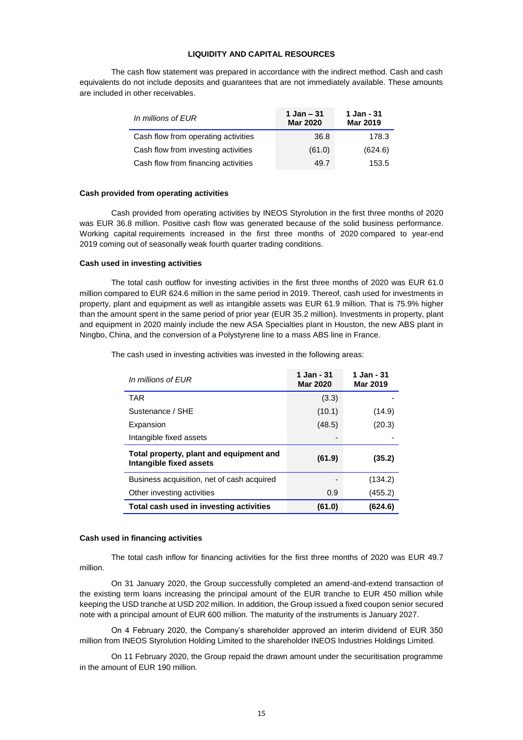## LIQUIDITY AND CAPITAL RESOURCES

The cash flow statement was prepared in accordance with the indirect method. Cash and cash equivalents do not include deposits and guarantees that are not immediately available. These amounts are included in other receivables.

| *In millions of EUR* | **1 Jan – 31 Mar 2020** | **1 Jan - 31 Mar 2019** |
|---|---|---|
| Cash flow from operating activities | 36.8 | 178.3 |
| Cash flow from investing activities | (61.0) | (624.6) |
| Cash flow from financing activities | 49.7 | 153.5 |

### Cash provided from operating activities

Cash provided from operating activities by INEOS Styrolution in the first three months of 2020 was EUR 36.8 million. Positive cash flow was generated because of the solid business performance. Working capital requirements increased in the first three months of 2020 compared to year-end 2019 coming out of seasonally weak fourth quarter trading conditions.

### Cash used in investing activities

The total cash outflow for investing activities in the first three months of 2020 was EUR 61.0 million compared to EUR 624.6 million in the same period in 2019. Thereof, cash used for investments in property, plant and equipment as well as intangible assets was EUR 61.9 million. That is 75.9% higher than the amount spent in the same period of prior year (EUR 35.2 million). Investments in property, plant and equipment in 2020 mainly include the new ASA Specialties plant in Houston, the new ABS plant in Ningbo, China, and the conversion of a Polystyrene line to a mass ABS line in France.

The cash used in investing activities was invested in the following areas:

| *In millions of EUR* | **1 Jan - 31 Mar 2020** | **1 Jan - 31 Mar 2019** |
|---|---|---|
| TAR | (3.3) | - |
| Sustenance / SHE | (10.1) | (14.9) |
| Expansion | (48.5) | (20.3) |
| Intangible fixed assets | - | - |
| **Total property, plant and equipment and Intangible fixed assets** | **(61.9)** | **(35.2)** |
| Business acquisition, net of cash acquired | - | (134.2) |
| Other investing activities | 0.9 | (455.2) |
| **Total cash used in investing activities** | **(61.0)** | **(624.6)** |

### Cash used in financing activities

The total cash inflow for financing activities for the first three months of 2020 was EUR 49.7 million.

On 31 January 2020, the Group successfully completed an amend-and-extend transaction of the existing term loans increasing the principal amount of the EUR tranche to EUR 450 million while keeping the USD tranche at USD 202 million. In addition, the Group issued a fixed coupon senior secured note with a principal amount of EUR 600 million. The maturity of the instruments is January 2027.

On 4 February 2020, the Company's shareholder approved an interim dividend of EUR 350 million from INEOS Styrolution Holding Limited to the shareholder INEOS Industries Holdings Limited.

On 11 February 2020, the Group repaid the drawn amount under the securitisation programme in the amount of EUR 190 million.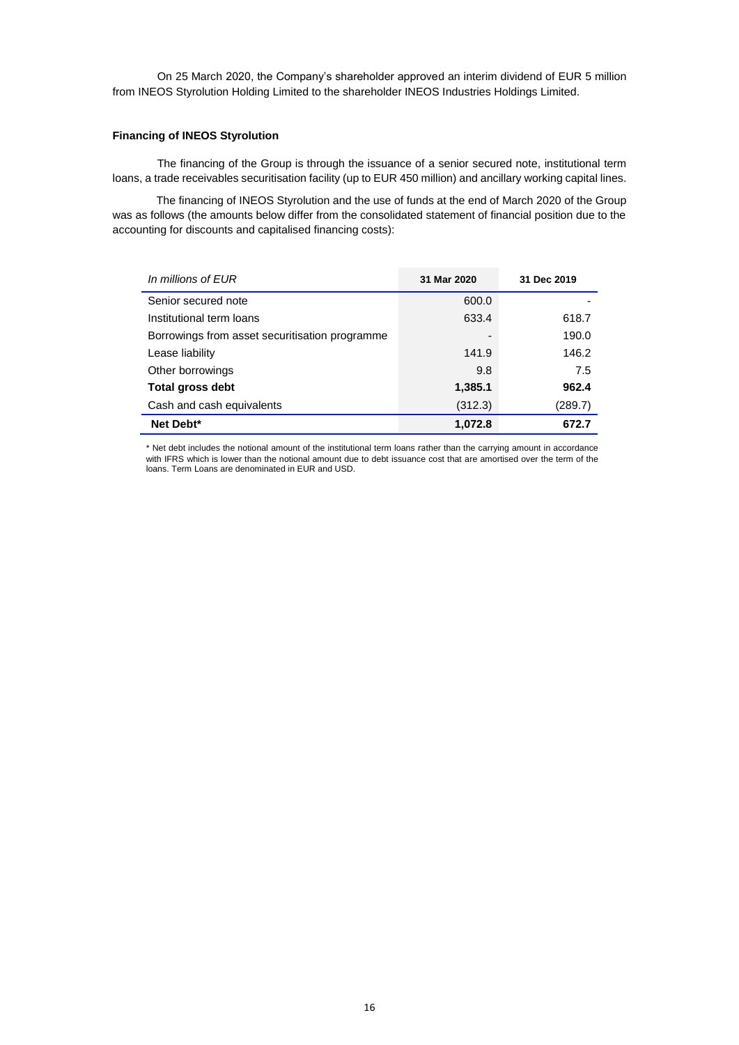On 25 March 2020, the Company's shareholder approved an interim dividend of EUR 5 million from INEOS Styrolution Holding Limited to the shareholder INEOS Industries Holdings Limited.

**Financing of INEOS Styrolution**

The financing of the Group is through the issuance of a senior secured note, institutional term loans, a trade receivables securitisation facility (up to EUR 450 million) and ancillary working capital lines.

The financing of INEOS Styrolution and the use of funds at the end of March 2020 of the Group was as follows (the amounts below differ from the consolidated statement of financial position due to the accounting for discounts and capitalised financing costs):

| *In millions of EUR* | 31 Mar 2020 | 31 Dec 2019 |
|---|---|---|
| Senior secured note | 600.0 | - |
| Institutional term loans | 633.4 | 618.7 |
| Borrowings from asset securitisation programme | - | 190.0 |
| Lease liability | 141.9 | 146.2 |
| Other borrowings | 9.8 | 7.5 |
| **Total gross debt** | **1,385.1** | **962.4** |
| Cash and cash equivalents | (312.3) | (289.7) |
| **Net Debt*** | **1,072.8** | **672.7** |

* Net debt includes the notional amount of the institutional term loans rather than the carrying amount in accordance with IFRS which is lower than the notional amount due to debt issuance cost that are amortised over the term of the loans. Term Loans are denominated in EUR and USD.